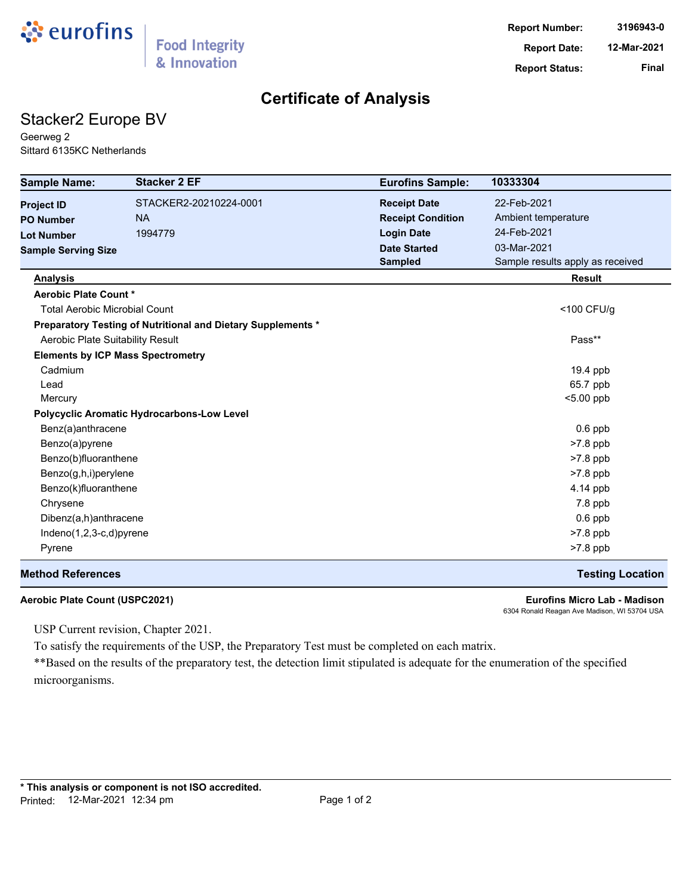eurofins | Food Integrity & Innovation

**Report Number:** 3196943-0
**Report Date:** 12-Mar-2021
**Report Status:** Final

# Certificate of Analysis

## Stacker2 Europe BV

Geerweg 2
Sittard 6135KC Netherlands

| **Sample Name:** | **Stacker 2 EF** | **Eurofins Sample:** | **10333304** |
|---|---|---|---|
| **Project ID** | STACKER2-20210224-0001 | **Receipt Date** | 22-Feb-2021 |
| **PO Number** | NA | **Receipt Condition** | Ambient temperature |
| **Lot Number** | 1994779 | **Login Date** | 24-Feb-2021 |
| **Sample Serving Size** | | **Date Started** | 03-Mar-2021 |
| | | **Sampled** | Sample results apply as received |

| **Analysis** | **Result** |
|---|---|
| **Aerobic Plate Count *** | |
| Total Aerobic Microbial Count | <100 CFU/g |
| **Preparatory Testing of Nutritional and Dietary Supplements *** | |
| Aerobic Plate Suitability Result | Pass** |
| **Elements by ICP Mass Spectrometry** | |
| Cadmium | 19.4 ppb |
| Lead | 65.7 ppb |
| Mercury | <5.00 ppb |
| **Polycyclic Aromatic Hydrocarbons-Low Level** | |
| Benz(a)anthracene | 0.6 ppb |
| Benzo(a)pyrene | >7.8 ppb |
| Benzo(b)fluoranthene | >7.8 ppb |
| Benzo(g,h,i)perylene | >7.8 ppb |
| Benzo(k)fluoranthene | 4.14 ppb |
| Chrysene | 7.8 ppb |
| Dibenz(a,h)anthracene | 0.6 ppb |
| Indeno(1,2,3-c,d)pyrene | >7.8 ppb |
| Pyrene | >7.8 ppb |

| **Method References** | **Testing Location** |
|---|---|
| **Aerobic Plate Count (USPC2021)** | **Eurofins Micro Lab - Madison**<br>6304 Ronald Reagan Ave Madison, WI 53704 USA |

USP Current revision, Chapter 2021.

To satisfy the requirements of the USP, the Preparatory Test must be completed on each matrix.

**Based on the results of the preparatory test, the detection limit stipulated is adequate for the enumeration of the specified microorganisms.

**\* This analysis or component is not ISO accredited.**

Printed: 12-Mar-2021 12:34 pm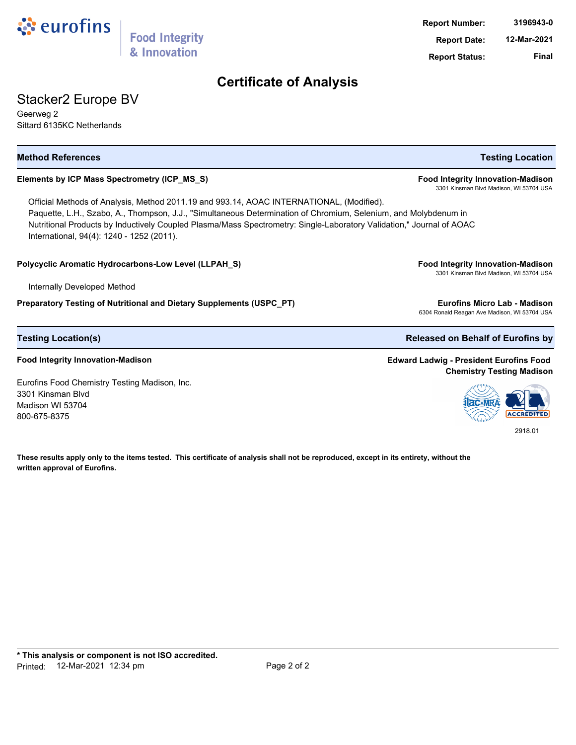**Report Number:** 3196943-0
**Report Date:** 12-Mar-2021
**Report Status:** Final

# Certificate of Analysis

## Stacker2 Europe BV

Geerweg 2
Sittard 6135KC Netherlands

| Method References | Testing Location |
|---|---|
| **Elements by ICP Mass Spectrometry (ICP_MS_S)** | **Food Integrity Innovation-Madison** 3301 Kinsman Blvd Madison, WI 53704 USA |

Official Methods of Analysis, Method 2011.19 and 993.14, AOAC INTERNATIONAL, (Modified).
Paquette, L.H., Szabo, A., Thompson, J.J., "Simultaneous Determination of Chromium, Selenium, and Molybdenum in Nutritional Products by Inductively Coupled Plasma/Mass Spectrometry: Single-Laboratory Validation," Journal of AOAC International, 94(4): 1240 - 1252 (2011).

| | |
|---|---|
| **Polycyclic Aromatic Hydrocarbons-Low Level (LLPAH_S)** | **Food Integrity Innovation-Madison** 3301 Kinsman Blvd Madison, WI 53704 USA |

Internally Developed Method

| | |
|---|---|
| **Preparatory Testing of Nutritional and Dietary Supplements (USPC_PT)** | **Eurofins Micro Lab - Madison** 6304 Ronald Reagan Ave Madison, WI 53704 USA |

| Testing Location(s) | Released on Behalf of Eurofins by |
|---|---|
| **Food Integrity Innovation-Madison** | **Edward Ladwig - President Eurofins Food Chemistry Testing Madison** |

Eurofins Food Chemistry Testing Madison, Inc.
3301 Kinsman Blvd
Madison WI 53704
800-675-8375

2918.01

**These results apply only to the items tested. This certificate of analysis shall not be reproduced, except in its entirety, without the written approval of Eurofins.**

**\* This analysis or component is not ISO accredited.**

Printed: 12-Mar-2021 12:34 pm